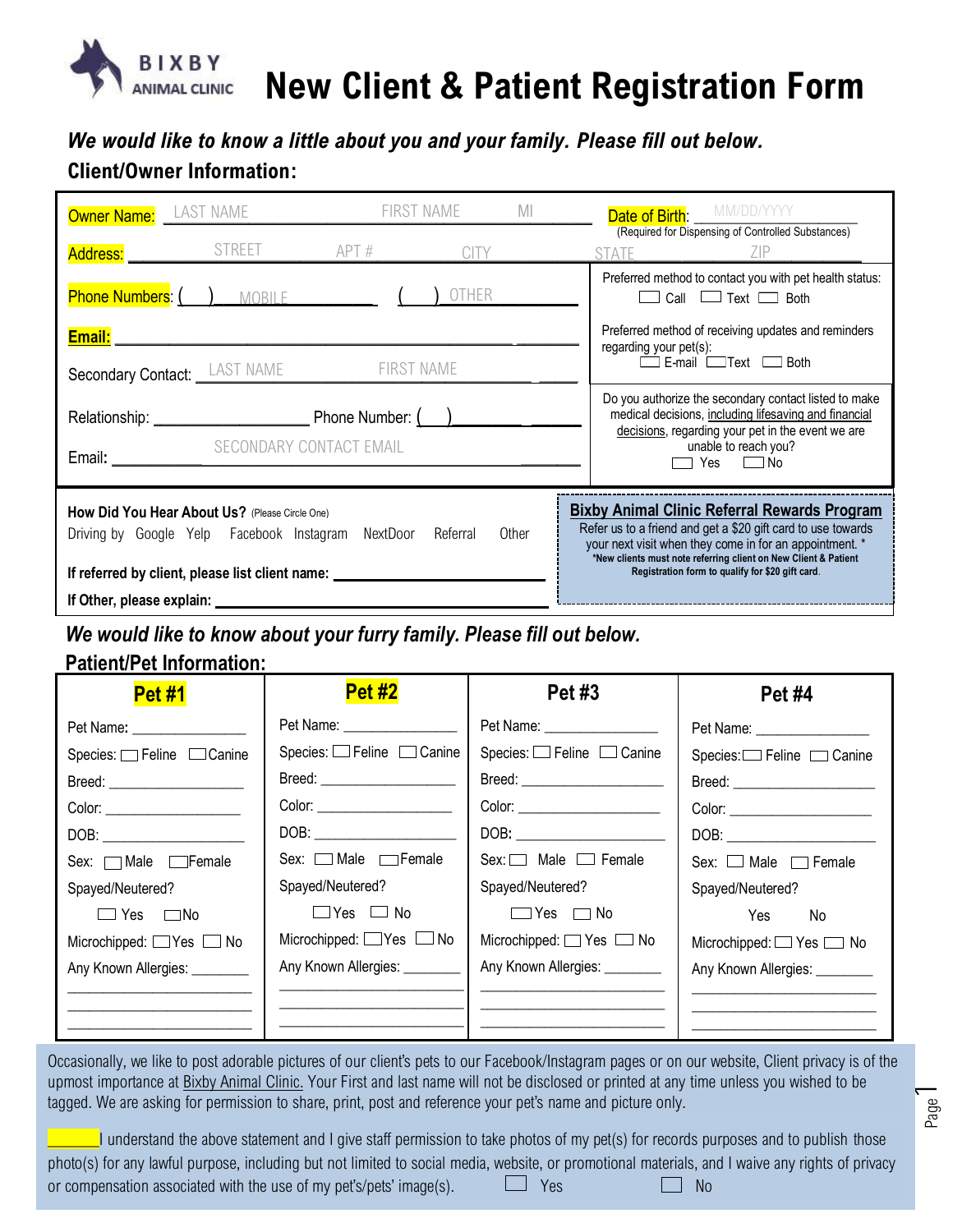**BIXBY ANIMAL CLINIC**

# New Client & Patient Registration Form

***We would like to know a little about you and your family. Please fill out below.***

## Client/Owner Information:

Owner Name: ______ LAST NAME ______ FIRST NAME ______ MI ______

Date of Birth: ______ MM/DD/YYYY ______
(Required for Dispensing of Controlled Substances)

Address: ______ STREET ______ APT # ______ CITY ______ STATE ______ ZIP ______

Phone Numbers: ( ) MOBILE ______ ( ) OTHER ______

Preferred method to contact you with pet health status:
☐ Call ☐ Text ☐ Both

Email: ______

Preferred method of receiving updates and reminders regarding your pet(s):
☐ E-mail ☐ Text ☐ Both

Secondary Contact: ______ LAST NAME ______ FIRST NAME ______

Relationship: ______ Phone Number: ( ) ______

Email: ______ SECONDARY CONTACT EMAIL ______

Do you authorize the secondary contact listed to make medical decisions, including lifesaving and financial decisions, regarding your pet in the event we are unable to reach you?
☐ Yes ☐ No

**How Did You Hear About Us?** (Please Circle One)
Driving by  Google  Yelp  Facebook  Instagram  NextDoor  Referral  Other

**If referred by client, please list client name:** ______

**If Other, please explain:** ______

**Bixby Animal Clinic Referral Rewards Program**
Refer us to a friend and get a $20 gift card to use towards your next visit when they come in for an appointment. *
***New clients must note referring client on New Client & Patient Registration form to qualify for $20 gift card.**

***We would like to know about your furry family. Please fill out below.***

## Patient/Pet Information:

| Pet #1 | Pet #2 | Pet #3 | Pet #4 |
|---|---|---|---|
| Pet Name: ______ | Pet Name: ______ | Pet Name: ______ | Pet Name: ______ |
| Species: ☐ Feline ☐ Canine | Species: ☐ Feline ☐ Canine | Species: ☐ Feline ☐ Canine | Species: ☐ Feline ☐ Canine |
| Breed: ______ | Breed: ______ | Breed: ______ | Breed: ______ |
| Color: ______ | Color: ______ | Color: ______ | Color: ______ |
| DOB: ______ | DOB: ______ | DOB: ______ | DOB: ______ |
| Sex: ☐ Male ☐ Female | Sex: ☐ Male ☐ Female | Sex: ☐ Male ☐ Female | Sex: ☐ Male ☐ Female |
| Spayed/Neutered? ☐ Yes ☐ No | Spayed/Neutered? ☐ Yes ☐ No | Spayed/Neutered? ☐ Yes ☐ No | Spayed/Neutered? Yes No |
| Microchipped: ☐ Yes ☐ No | Microchipped: ☐ Yes ☐ No | Microchipped: ☐ Yes ☐ No | Microchipped: ☐ Yes ☐ No |
| Any Known Allergies: ______ | Any Known Allergies: ______ | Any Known Allergies: ______ | Any Known Allergies: ______ |

Occasionally, we like to post adorable pictures of our client's pets to our Facebook/Instagram pages or on our website, Client privacy is of the upmost importance at Bixby Animal Clinic. Your First and last name will not be disclosed or printed at any time unless you wished to be tagged. We are asking for permission to share, print, post and reference your pet's name and picture only.

______ I understand the above statement and I give staff permission to take photos of my pet(s) for records purposes and to publish those photo(s) for any lawful purpose, including but not limited to social media, website, or promotional materials, and I waive any rights of privacy or compensation associated with the use of my pet's/pets' image(s). ☐ Yes ☐ No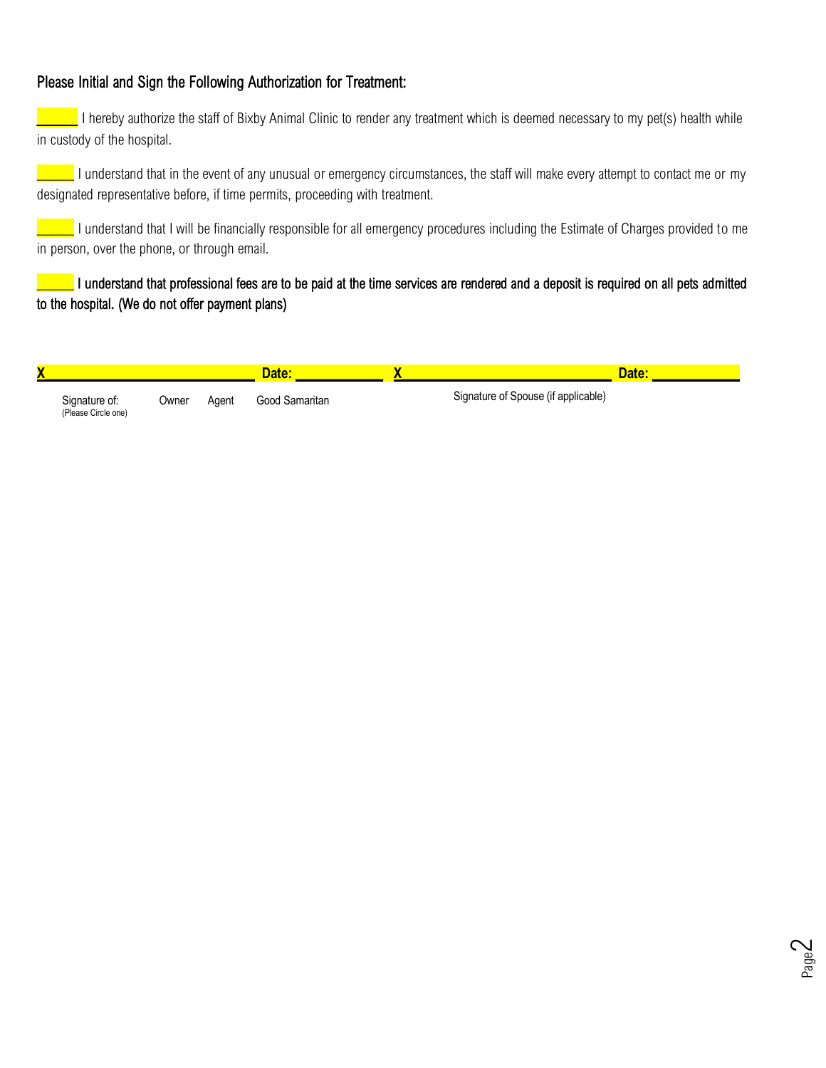### Please Initial and Sign the Following Authorization for Treatment:

______ I hereby authorize the staff of Bixby Animal Clinic to render any treatment which is deemed necessary to my pet(s) health while in custody of the hospital.

_____ I understand that in the event of any unusual or emergency circumstances, the staff will make every attempt to contact me or my designated representative before, if time permits, proceeding with treatment.

_____ I understand that I will be financially responsible for all emergency procedures including the Estimate of Charges provided to me in person, over the phone, or through email.

**_____ I understand that professional fees are to be paid at the time services are rendered and a deposit is required on all pets admitted to the hospital. (We do not offer payment plans)**

**X______________________________ Date: ____________** **X______________________________ Date: ____________**

Signature of: (Please Circle one) Owner Agent Good Samaritan

Signature of Spouse (if applicable)